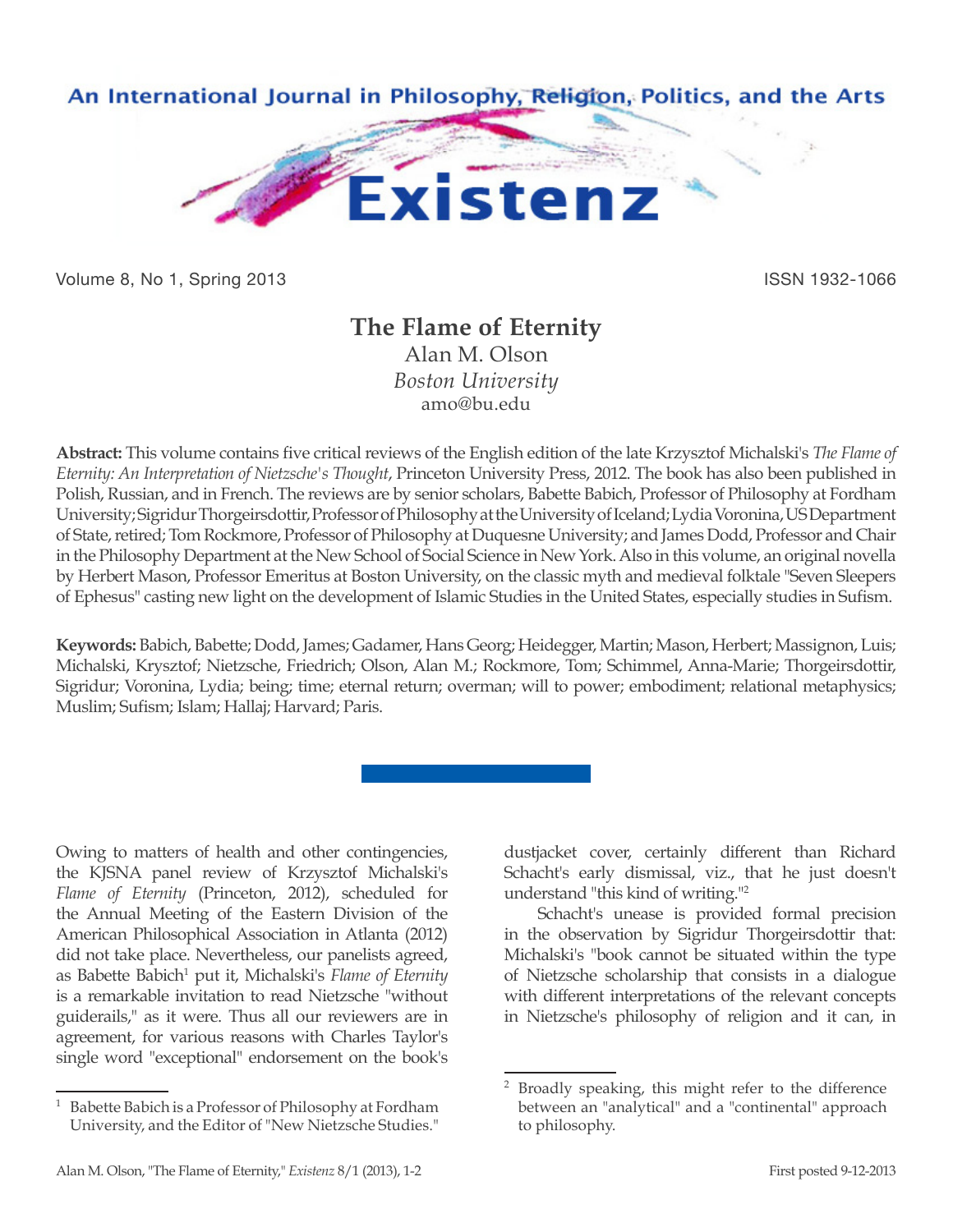# The Flame of Eternity

Alan M. Olson
*Boston University*
amo@bu.edu

**Abstract:** This volume contains five critical reviews of the English edition of the late Krzysztof Michalski's *The Flame of Eternity: An Interpretation of Nietzsche's Thought*, Princeton University Press, 2012. The book has also been published in Polish, Russian, and in French. The reviews are by senior scholars, Babette Babich, Professor of Philosophy at Fordham University; Sigridur Thorgeirsdottir, Professor of Philosophy at the University of Iceland; Lydia Voronina, US Department of State, retired; Tom Rockmore, Professor of Philosophy at Duquesne University; and James Dodd, Professor and Chair in the Philosophy Department at the New School of Social Science in New York. Also in this volume, an original novella by Herbert Mason, Professor Emeritus at Boston University, on the classic myth and medieval folktale "Seven Sleepers of Ephesus" casting new light on the development of Islamic Studies in the United States, especially studies in Sufism.

**Keywords:** Babich, Babette; Dodd, James; Gadamer, Hans Georg; Heidegger, Martin; Mason, Herbert; Massignon, Luis; Michalski, Krysztof; Nietzsche, Friedrich; Olson, Alan M.; Rockmore, Tom; Schimmel, Anna-Marie; Thorgeirsdottir, Sigridur; Voronina, Lydia; being; time; eternal return; overman; will to power; embodiment; relational metaphysics; Muslim; Sufism; Islam; Hallaj; Harvard; Paris.

---

Owing to matters of health and other contingencies, the KJSNA panel review of Krzysztof Michalski's *Flame of Eternity* (Princeton, 2012), scheduled for the Annual Meeting of the Eastern Division of the American Philosophical Association in Atlanta (2012) did not take place. Nevertheless, our panelists agreed, as Babette Babich[1] put it, Michalski's *Flame of Eternity* is a remarkable invitation to read Nietzsche "without guiderails," as it were. Thus all our reviewers are in agreement, for various reasons with Charles Taylor's single word "exceptional" endorsement on the book's dustjacket cover, certainly different than Richard Schacht's early dismissal, viz., that he just doesn't understand "this kind of writing."[2]

Schacht's unease is provided formal precision in the observation by Sigridur Thorgeirsdottir that: Michalski's "book cannot be situated within the type of Nietzsche scholarship that consists in a dialogue with different interpretations of the relevant concepts in Nietzsche's philosophy of religion and it can, in

---

[1] Babette Babich is a Professor of Philosophy at Fordham University, and the Editor of "New Nietzsche Studies."

[2] Broadly speaking, this might refer to the difference between an "analytical" and a "continental" approach to philosophy.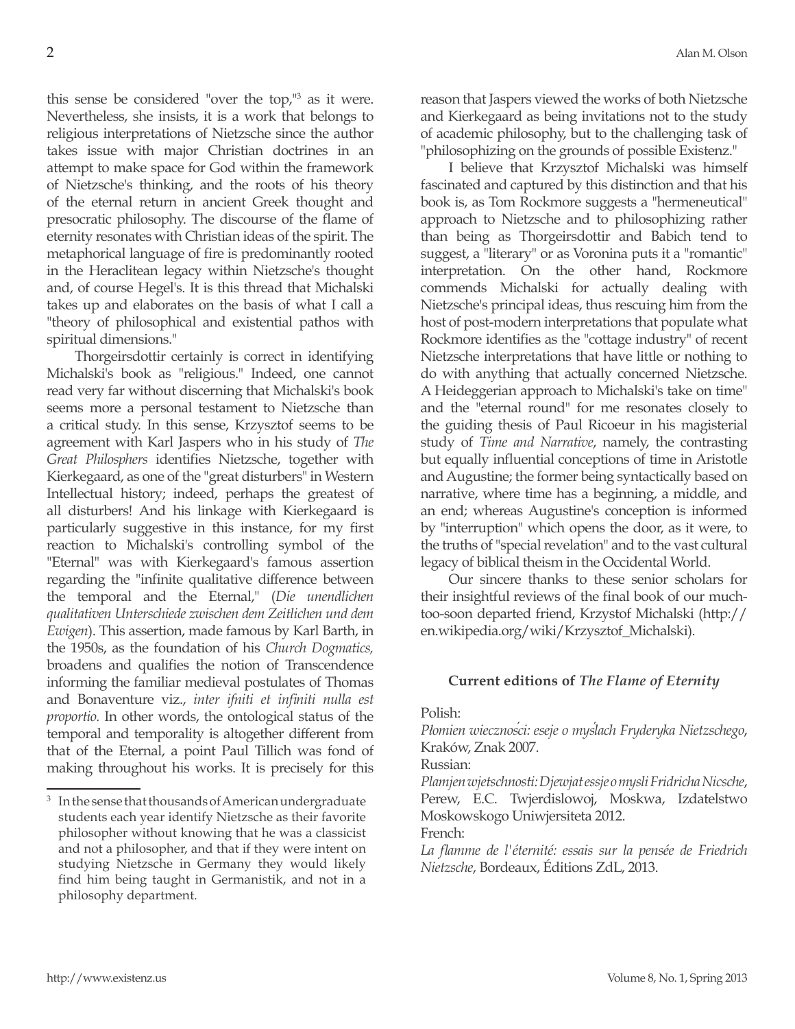this sense be considered "over the top,"[3] as it were. Nevertheless, she insists, it is a work that belongs to religious interpretations of Nietzsche since the author takes issue with major Christian doctrines in an attempt to make space for God within the framework of Nietzsche's thinking, and the roots of his theory of the eternal return in ancient Greek thought and presocratic philosophy. The discourse of the flame of eternity resonates with Christian ideas of the spirit. The metaphorical language of fire is predominantly rooted in the Heraclitean legacy within Nietzsche's thought and, of course Hegel's. It is this thread that Michalski takes up and elaborates on the basis of what I call a "theory of philosophical and existential pathos with spiritual dimensions."

Thorgeirsdottir certainly is correct in identifying Michalski's book as "religious." Indeed, one cannot read very far without discerning that Michalski's book seems more a personal testament to Nietzsche than a critical study. In this sense, Krzysztof seems to be agreement with Karl Jaspers who in his study of *The Great Philosphers* identifies Nietzsche, together with Kierkegaard, as one of the "great disturbers" in Western Intellectual history; indeed, perhaps the greatest of all disturbers! And his linkage with Kierkegaard is particularly suggestive in this instance, for my first reaction to Michalski's controlling symbol of the "Eternal" was with Kierkegaard's famous assertion regarding the "infinite qualitative difference between the temporal and the Eternal," (*Die unendlichen qualitativen Unterschiede zwischen dem Zeitlichen und dem Ewigen*). This assertion, made famous by Karl Barth, in the 1950s, as the foundation of his *Church Dogmatics,* broadens and qualifies the notion of Transcendence informing the familiar medieval postulates of Thomas and Bonaventure viz., *inter ifniti et infiniti nulla est proportio.* In other words, the ontological status of the temporal and temporality is altogether different from that of the Eternal, a point Paul Tillich was fond of making throughout his works. It is precisely for this reason that Jaspers viewed the works of both Nietzsche and Kierkegaard as being invitations not to the study of academic philosophy, but to the challenging task of "philosophizing on the grounds of possible Existenz."

I believe that Krzysztof Michalski was himself fascinated and captured by this distinction and that his book is, as Tom Rockmore suggests a "hermeneutical" approach to Nietzsche and to philosophizing rather than being as Thorgeirsdottir and Babich tend to suggest, a "literary" or as Voronina puts it a "romantic" interpretation. On the other hand, Rockmore commends Michalski for actually dealing with Nietzsche's principal ideas, thus rescuing him from the host of post-modern interpretations that populate what Rockmore identifies as the "cottage industry" of recent Nietzsche interpretations that have little or nothing to do with anything that actually concerned Nietzsche. A Heideggerian approach to Michalski's take on time" and the "eternal round" for me resonates closely to the guiding thesis of Paul Ricoeur in his magisterial study of *Time and Narrative*, namely, the contrasting but equally influential conceptions of time in Aristotle and Augustine; the former being syntactically based on narrative, where time has a beginning, a middle, and an end; whereas Augustine's conception is informed by "interruption" which opens the door, as it were, to the truths of "special revelation" and to the vast cultural legacy of biblical theism in the Occidental World.

Our sincere thanks to these senior scholars for their insightful reviews of the final book of our much-too-soon departed friend, Krzystof Michalski (http://en.wikipedia.org/wiki/Krzysztof_Michalski).

[3] In the sense that thousands of American undergraduate students each year identify Nietzsche as their favorite philosopher without knowing that he was a classicist and not a philosopher, and that if they were intent on studying Nietzsche in Germany they would likely find him being taught in Germanistik, and not in a philosophy department.

#### Current editions of *The Flame of Eternity*

Polish:
*Płomien wieczności: eseje o myślach Fryderyka Nietzschego*, Kraków, Znak 2007.

Russian:
*Plamjen wjetschnosti: Djewjat essje o mysli Fridricha Nicsche*, Perew, E.C. Twjerdislowoj, Moskwa, Izdatelstwo Moskowskogo Uniwjersiteta 2012.

French:
*La flamme de l'éternité: essais sur la pensée de Friedrich Nietzsche*, Bordeaux, Éditions ZdL, 2013.